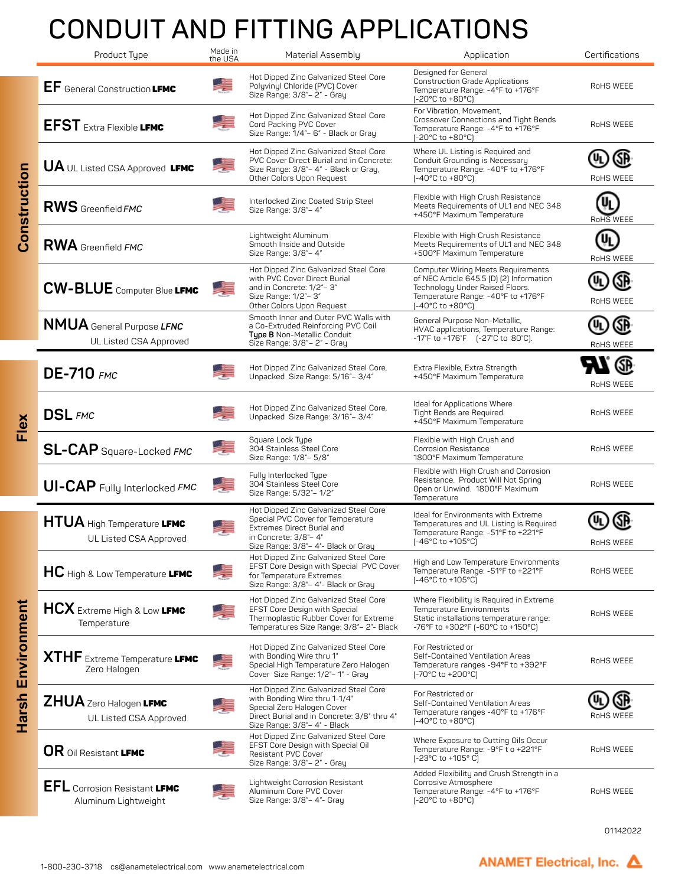# CONDUIT AND FITTING APPLICATIONS

| Category | Product Type | Made in the USA | Material Assembly | Application | Certifications |
|---|---|---|---|---|---|
| Construction | **EF** General Construction **LFMC** | Yes | Hot Dipped Zinc Galvanized Steel Core Polyvinyl Chloride (PVC) Cover Size Range: 3/8"– 2" - Gray | Designed for General Construction Grade Applications Temperature Range: -4°F to +176°F (-20°C to +80°C) | RoHS WEEE |
| Construction | **EFST** Extra Flexible **LFMC** | Yes | Hot Dipped Zinc Galvanized Steel Core Cord Packing PVC Cover Size Range: 1/4"– 6" - Black or Gray | For Vibration, Movement, Crossover Connections and Tight Bends Temperature Range: -4°F to +176°F (-20°C to +80°C) | RoHS WEEE |
| Construction | **UA** UL Listed CSA Approved **LFMC** | Yes | Hot Dipped Zinc Galvanized Steel Core PVC Cover Direct Burial and in Concrete: Size Range: 3/8"– 4" - Black or Gray, Other Colors Upon Request | Where UL Listing is Required and Conduit Grounding is Necessary Temperature Range: -40°F to +176°F (-40°C to +80°C) | UL, CSA, RoHS WEEE |
| Construction | **RWS** Greenfield *FMC* | Yes | Interlocked Zinc Coated Strip Steel Size Range: 3/8"– 4" | Flexible with High Crush Resistance Meets Requirements of UL1 and NEC 348 +450°F Maximum Temperature | UL, RoHS WEEE |
| Construction | **RWA** Greenfield *FMC* | | Lightweight Aluminum Smooth Inside and Outside Size Range: 3/8"– 4" | Flexible with High Crush Resistance Meets Requirements of UL1 and NEC 348 +500°F Maximum Temperature | UL, RoHS WEEE |
| Construction | **CW-BLUE** Computer Blue **LFMC** | Yes | Hot Dipped Zinc Galvanized Steel Core with PVC Cover Direct Burial and in Concrete: 1/2"– 3" Size Range: 1/2"– 3" Other Colors Upon Request | Computer Wiring Meets Requirements of NEC Article 645.5 (D) (2) Information Technology Under Raised Floors. Temperature Range: -40°F to +176°F (-40°C to +80°C) | UL, CSA, RoHS WEEE |
| Construction | **NMUA** General Purpose *LFNC* UL Listed CSA Approved | | Smooth Inner and Outer PVC Walls with a Co-Extruded Reinforcing PVC Coil **Type B** Non-Metallic Conduit Size Range: 3/8"– 2" - Gray | General Purpose Non-Metallic, HVAC applications, Temperature Range: -17˚F to +176˚F (-27˚C to 80˚C). | UL, CSA, RoHS WEEE |
| Flex | **DE-710** *FMC* | Yes | Hot Dipped Zinc Galvanized Steel Core, Unpacked Size Range: 5/16"– 3/4" | Extra Flexible, Extra Strength +450°F Maximum Temperature | UR, CSA, RoHS WEEE |
| Flex | **DSL** *FMC* | Yes | Hot Dipped Zinc Galvanized Steel Core, Unpacked Size Range: 3/16"– 3/4" | Ideal for Applications Where Tight Bends are Required. +450°F Maximum Temperature | RoHS WEEE |
| Flex | **SL-CAP** Square-Locked *FMC* | Yes | Square Lock Type 304 Stainless Steel Core Size Range: 1/8"– 5/8" | Flexible with High Crush and Corrosion Resistance 1800°F Maximum Temperature | RoHS WEEE |
| Flex | **UI-CAP** Fully Interlocked *FMC* | Yes | Fully Interlocked Type 304 Stainless Steel Core Size Range: 5/32"– 1/2" | Flexible with High Crush and Corrosion Resistance. Product Will Not Spring Open or Unwind. 1800°F Maximum Temperature | RoHS WEEE |
| Harsh Environment | **HTUA** High Temperature **LFMC** UL Listed CSA Approved | Yes | Hot Dipped Zinc Galvanized Steel Core Special PVC Cover for Temperature Extremes Direct Burial and in Concrete: 3/8"– 4" Size Range: 3/8"– 4"- Black or Gray | Ideal for Environments with Extreme Temperatures and UL Listing is Required Temperature Range: -51°F to +221°F (-46°C to +105°C) | UL, CSA, RoHS WEEE |
| Harsh Environment | **HC** High & Low Temperature **LFMC** | Yes | Hot Dipped Zinc Galvanized Steel Core EFST Core Design with Special PVC Cover for Temperature Extremes Size Range: 3/8"– 4"- Black or Gray | High and Low Temperature Environments Temperature Range: -51°F to +221°F (-46°C to +105°C) | RoHS WEEE |
| Harsh Environment | **HCX** Extreme High & Low **LFMC** Temperature | Yes | Hot Dipped Zinc Galvanized Steel Core EFST Core Design with Special Thermoplastic Rubber Cover for Extreme Temperatures Size Range: 3/8"– 2"- Black | Where Flexibility is Required in Extreme Temperature Environments Static installations temperature range: -76°F to +302°F (-60°C to +150°C) | RoHS WEEE |
| Harsh Environment | **XTHF** Extreme Temperature **LFMC** Zero Halogen | Yes | Hot Dipped Zinc Galvanized Steel Core with Bonding Wire thru 1" Special High Temperature Zero Halogen Cover Size Range: 1/2"– 1" - Gray | For Restricted or Self-Contained Ventilation Areas Temperature ranges -94°F to +392°F (-70°C to +200°C) | RoHS WEEE |
| Harsh Environment | **ZHUA** Zero Halogen **LFMC** UL Listed CSA Approved | Yes | Hot Dipped Zinc Galvanized Steel Core with Bonding Wire thru 1-1/4" Special Zero Halogen Cover Direct Burial and in Concrete: 3/8" thru 4" Size Range: 3/8"– 4" - Black | For Restricted or Self-Contained Ventilation Areas Temperature ranges -40°F to +176°F (-40°C to +80°C) | UL, CSA, RoHS WEEE |
| Harsh Environment | **OR** Oil Resistant **LFMC** | Yes | Hot Dipped Zinc Galvanized Steel Core EFST Core Design with Special Oil Resistant PVC Cover Size Range: 3/8"– 2" - Gray | Where Exposure to Cutting Oils Occur Temperature Range: -9°F t o +221°F (-23°C to +105° C) | RoHS WEEE |
| Harsh Environment | **EFL** Corrosion Resistant **LFMC** Aluminum Lightweight | Yes | Lightweight Corrosion Resistant Aluminum Core PVC Cover Size Range: 3/8"– 4"- Gray | Added Flexibility and Crush Strength in a Corrosive Atmosphere Temperature Range: -4°F to +176°F (-20°C to +80°C) | RoHS WEEE |

01142022

1-800-230-3718 cs@anametelectrical.com www.anametelectrical.com

ANAMET Electrical, Inc.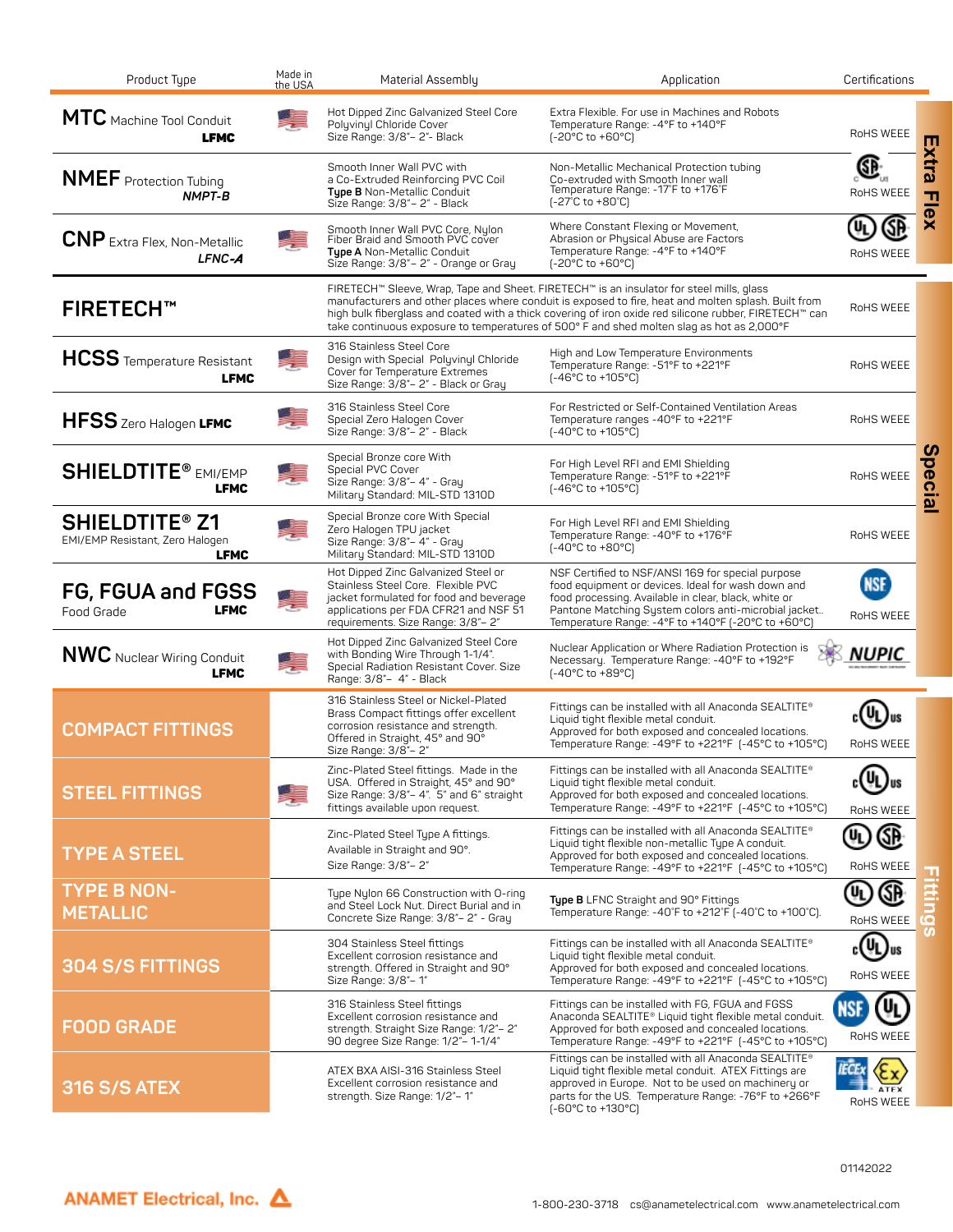| Product Type | Made in the USA | Material Assembly | Application | Certifications | |
|---|---|---|---|---|---|
| **MTC** Machine Tool Conduit **LFMC** | ✓ | Hot Dipped Zinc Galvanized Steel Core Polyvinyl Chloride Cover Size Range: 3/8"– 2"- Black | Extra Flexible. For use in Machines and Robots Temperature Range: -4°F to +140°F (-20°C to +60°C) | RoHS WEEE | Extra Flex |
| **NMEF** Protection Tubing *NMPT-B* | | Smooth Inner Wall PVC with a Co-Extruded Reinforcing PVC Coil **Type B** Non-Metallic Conduit Size Range: 3/8"– 2" - Black | Non-Metallic Mechanical Protection tubing Co-extruded with Smooth Inner wall Temperature Range: -17°F to +176°F (-27°C to +80°C) | CSA US RoHS WEEE | Extra Flex |
| **CNP** Extra Flex, Non-Metallic *LFNC-A* | ✓ | Smooth Inner Wall PVC Core, Nylon Fiber Braid and Smooth PVC cover **Type A** Non-Metallic Conduit Size Range: 3/8"– 2" - Orange or Gray | Where Constant Flexing or Movement, Abrasion or Physical Abuse are Factors Temperature Range: -4°F to +140°F (-20°C to +60°C) | UL CSA RoHS WEEE | Extra Flex |
| **FIRETECH™** | | FIRETECH™ Sleeve, Wrap, Tape and Sheet. FIRETECH™ is an insulator for steel mills, glass manufacturers and other places where conduit is exposed to fire, heat and molten splash. Built from high bulk fiberglass and coated with a thick covering of iron oxide red silicone rubber, FIRETECH™ can take continuous exposure to temperatures of 500° F and shed molten slag as hot as 2,000°F | | RoHS WEEE | Special |
| **HCSS** Temperature Resistant **LFMC** | ✓ | 316 Stainless Steel Core Design with Special Polyvinyl Chloride Cover for Temperature Extremes Size Range: 3/8"– 2" - Black or Gray | High and Low Temperature Environments Temperature Range: -51°F to +221°F (-46°C to +105°C) | RoHS WEEE | Special |
| **HFSS** Zero Halogen **LFMC** | ✓ | 316 Stainless Steel Core Special Zero Halogen Cover Size Range: 3/8"– 2" - Black | For Restricted or Self-Contained Ventilation Areas Temperature ranges -40°F to +221°F (-40°C to +105°C) | RoHS WEEE | Special |
| **SHIELDTITE®** EMI/EMP **LFMC** | ✓ | Special Bronze core With Special PVC Cover Size Range: 3/8"– 4" - Gray Military Standard: MIL-STD 1310D | For High Level RFI and EMI Shielding Temperature Range: -51°F to +221°F (-46°C to +105°C) | RoHS WEEE | Special |
| **SHIELDTITE® Z1** EMI/EMP Resistant, Zero Halogen **LFMC** | ✓ | Special Bronze core With Special Zero Halogen TPU jacket Size Range: 3/8"– 4" - Gray Military Standard: MIL-STD 1310D | For High Level RFI and EMI Shielding Temperature Range: -40°F to +176°F (-40°C to +80°C) | RoHS WEEE | Special |
| **FG, FGUA and FGSS** Food Grade **LFMC** | ✓ | Hot Dipped Zinc Galvanized Steel or Stainless Steel Core. Flexible PVC jacket formulated for food and beverage applications per FDA CFR21 and NSF 51 requirements. Size Range: 3/8"– 2" | NSF Certified to NSF/ANSI 169 for special purpose food equipment or devices. Ideal for wash down and food processing. Available in clear, black, white or Pantone Matching System colors anti-microbial jacket.. Temperature Range: -4°F to +140°F (-20°C to +60°C) | NSF RoHS WEEE | Special |
| **NWC** Nuclear Wiring Conduit **LFMC** | ✓ | Hot Dipped Zinc Galvanized Steel Core with Bonding Wire Through 1-1/4". Special Radiation Resistant Cover. Size Range: 3/8"– 4" - Black | Nuclear Application or Where Radiation Protection is Necessary. Temperature Range: -40°F to +192°F (-40°C to +89°C) | NUPIC | Special |
| **COMPACT FITTINGS** | | 316 Stainless Steel or Nickel-Plated Brass Compact fittings offer excellent corrosion resistance and strength. Offered in Straight, 45° and 90° Size Range: 3/8"– 2" | Fittings can be installed with all Anaconda SEALTITE® Liquid tight flexible metal conduit. Approved for both exposed and concealed locations. Temperature Range: -49°F to +221°F (-45°C to +105°C) | c UL us RoHS WEEE | Fittings |
| **STEEL FITTINGS** | ✓ | Zinc-Plated Steel fittings. Made in the USA. Offered in Straight, 45° and 90° Size Range: 3/8"– 4". 5" and 6" straight fittings available upon request. | Fittings can be installed with all Anaconda SEALTITE® Liquid tight flexible metal conduit. Approved for both exposed and concealed locations. Temperature Range: -49°F to +221°F (-45°C to +105°C) | c UL us RoHS WEEE | Fittings |
| **TYPE A STEEL** | | Zinc-Plated Steel Type A fittings. Available in Straight and 90°. Size Range: 3/8"– 2" | Fittings can be installed with all Anaconda SEALTITE® Liquid tight flexible non-metallic Type A conduit. Approved for both exposed and concealed locations. Temperature Range: -49°F to +221°F (-45°C to +105°C) | UL CSA RoHS WEEE | Fittings |
| **TYPE B NON-METALLIC** | | Type Nylon 66 Construction with O-ring and Steel Lock Nut. Direct Burial and in Concrete Size Range: 3/8"– 2" - Gray | **Type B** LFNC Straight and 90° Fittings Temperature Range: -40°F to +212°F (-40°C to +100°C). | UL CSA RoHS WEEE | Fittings |
| **304 S/S FITTINGS** | | 304 Stainless Steel fittings Excellent corrosion resistance and strength. Offered in Straight and 90° Size Range: 3/8"– 1" | Fittings can be installed with all Anaconda SEALTITE® Liquid tight flexible metal conduit. Approved for both exposed and concealed locations. Temperature Range: -49°F to +221°F (-45°C to +105°C) | c UL us RoHS WEEE | Fittings |
| **FOOD GRADE** | | 316 Stainless Steel fittings Excellent corrosion resistance and strength. Straight Size Range: 1/2"– 2" 90 degree Size Range: 1/2"– 1-1/4" | Fittings can be installed with FG, FGUA and FGSS Anaconda SEALTITE® Liquid tight flexible metal conduit. Approved for both exposed and concealed locations. Temperature Range: -49°F to +221°F (-45°C to +105°C) | NSF UL RoHS WEEE | Fittings |
| **316 S/S ATEX** | | ATEX BXA AISI-316 Stainless Steel Excellent corrosion resistance and strength. Size Range: 1/2"– 1" | Fittings can be installed with all Anaconda SEALTITE® Liquid tight flexible metal conduit. ATEX Fittings are approved in Europe. Not to be used on machinery or parts for the US. Temperature Range: -76°F to +266°F (-60°C to +130°C) | IECEx ATEX RoHS WEEE | Fittings |

01142022

ANAMET Electrical, Inc.

1-800-230-3718 cs@anametelectrical.com www.anametelectrical.com